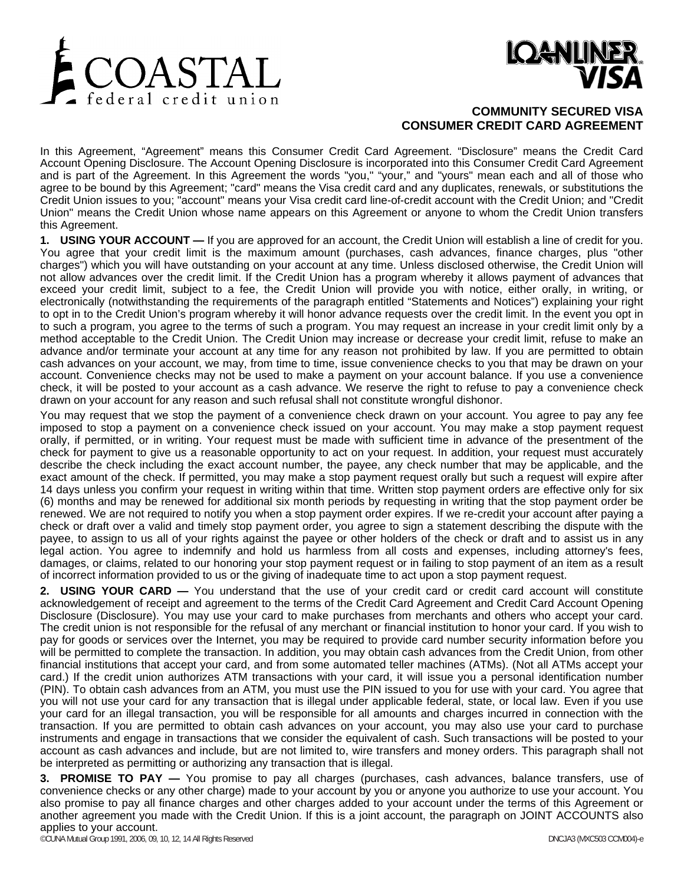COASTAL federal credit union

LOANLINER VISA

# COMMUNITY SECURED VISA CONSUMER CREDIT CARD AGREEMENT

In this Agreement, “Agreement” means this Consumer Credit Card Agreement. “Disclosure” means the Credit Card Account Opening Disclosure. The Account Opening Disclosure is incorporated into this Consumer Credit Card Agreement and is part of the Agreement. In this Agreement the words "you," “your,” and "yours" mean each and all of those who agree to be bound by this Agreement; "card" means the Visa credit card and any duplicates, renewals, or substitutions the Credit Union issues to you; "account" means your Visa credit card line-of-credit account with the Credit Union; and "Credit Union" means the Credit Union whose name appears on this Agreement or anyone to whom the Credit Union transfers this Agreement.

**1. USING YOUR ACCOUNT —** If you are approved for an account, the Credit Union will establish a line of credit for you. You agree that your credit limit is the maximum amount (purchases, cash advances, finance charges, plus "other charges") which you will have outstanding on your account at any time. Unless disclosed otherwise, the Credit Union will not allow advances over the credit limit. If the Credit Union has a program whereby it allows payment of advances that exceed your credit limit, subject to a fee, the Credit Union will provide you with notice, either orally, in writing, or electronically (notwithstanding the requirements of the paragraph entitled “Statements and Notices”) explaining your right to opt in to the Credit Union’s program whereby it will honor advance requests over the credit limit. In the event you opt in to such a program, you agree to the terms of such a program. You may request an increase in your credit limit only by a method acceptable to the Credit Union. The Credit Union may increase or decrease your credit limit, refuse to make an advance and/or terminate your account at any time for any reason not prohibited by law. If you are permitted to obtain cash advances on your account, we may, from time to time, issue convenience checks to you that may be drawn on your account. Convenience checks may not be used to make a payment on your account balance. If you use a convenience check, it will be posted to your account as a cash advance. We reserve the right to refuse to pay a convenience check drawn on your account for any reason and such refusal shall not constitute wrongful dishonor.

You may request that we stop the payment of a convenience check drawn on your account. You agree to pay any fee imposed to stop a payment on a convenience check issued on your account. You may make a stop payment request orally, if permitted, or in writing. Your request must be made with sufficient time in advance of the presentment of the check for payment to give us a reasonable opportunity to act on your request. In addition, your request must accurately describe the check including the exact account number, the payee, any check number that may be applicable, and the exact amount of the check. If permitted, you may make a stop payment request orally but such a request will expire after 14 days unless you confirm your request in writing within that time. Written stop payment orders are effective only for six (6) months and may be renewed for additional six month periods by requesting in writing that the stop payment order be renewed. We are not required to notify you when a stop payment order expires. If we re-credit your account after paying a check or draft over a valid and timely stop payment order, you agree to sign a statement describing the dispute with the payee, to assign to us all of your rights against the payee or other holders of the check or draft and to assist us in any legal action. You agree to indemnify and hold us harmless from all costs and expenses, including attorney's fees, damages, or claims, related to our honoring your stop payment request or in failing to stop payment of an item as a result of incorrect information provided to us or the giving of inadequate time to act upon a stop payment request.

**2. USING YOUR CARD —** You understand that the use of your credit card or credit card account will constitute acknowledgement of receipt and agreement to the terms of the Credit Card Agreement and Credit Card Account Opening Disclosure (Disclosure). You may use your card to make purchases from merchants and others who accept your card. The credit union is not responsible for the refusal of any merchant or financial institution to honor your card. If you wish to pay for goods or services over the Internet, you may be required to provide card number security information before you will be permitted to complete the transaction. In addition, you may obtain cash advances from the Credit Union, from other financial institutions that accept your card, and from some automated teller machines (ATMs). (Not all ATMs accept your card.) If the credit union authorizes ATM transactions with your card, it will issue you a personal identification number (PIN). To obtain cash advances from an ATM, you must use the PIN issued to you for use with your card. You agree that you will not use your card for any transaction that is illegal under applicable federal, state, or local law. Even if you use your card for an illegal transaction, you will be responsible for all amounts and charges incurred in connection with the transaction. If you are permitted to obtain cash advances on your account, you may also use your card to purchase instruments and engage in transactions that we consider the equivalent of cash. Such transactions will be posted to your account as cash advances and include, but are not limited to, wire transfers and money orders. This paragraph shall not be interpreted as permitting or authorizing any transaction that is illegal.

**3. PROMISE TO PAY —** You promise to pay all charges (purchases, cash advances, balance transfers, use of convenience checks or any other charge) made to your account by you or anyone you authorize to use your account. You also promise to pay all finance charges and other charges added to your account under the terms of this Agreement or another agreement you made with the Credit Union. If this is a joint account, the paragraph on JOINT ACCOUNTS also applies to your account.

©CUNA Mutual Group 1991, 2006, 09, 10, 12, 14 All Rights Reserved DNCJA3 (MXC503 CCM004)-e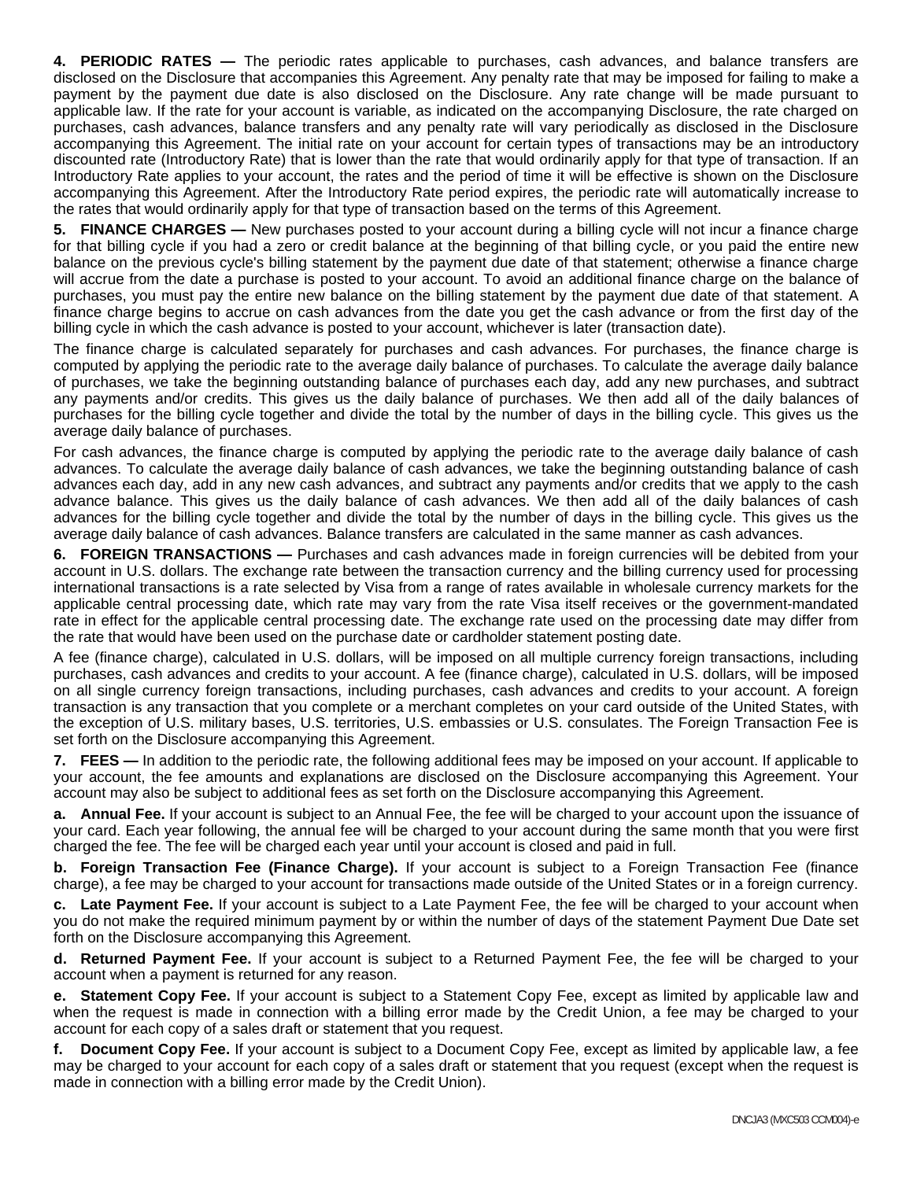**4. PERIODIC RATES —** The periodic rates applicable to purchases, cash advances, and balance transfers are disclosed on the Disclosure that accompanies this Agreement. Any penalty rate that may be imposed for failing to make a payment by the payment due date is also disclosed on the Disclosure. Any rate change will be made pursuant to applicable law. If the rate for your account is variable, as indicated on the accompanying Disclosure, the rate charged on purchases, cash advances, balance transfers and any penalty rate will vary periodically as disclosed in the Disclosure accompanying this Agreement. The initial rate on your account for certain types of transactions may be an introductory discounted rate (Introductory Rate) that is lower than the rate that would ordinarily apply for that type of transaction. If an Introductory Rate applies to your account, the rates and the period of time it will be effective is shown on the Disclosure accompanying this Agreement. After the Introductory Rate period expires, the periodic rate will automatically increase to the rates that would ordinarily apply for that type of transaction based on the terms of this Agreement.

**5. FINANCE CHARGES —** New purchases posted to your account during a billing cycle will not incur a finance charge for that billing cycle if you had a zero or credit balance at the beginning of that billing cycle, or you paid the entire new balance on the previous cycle's billing statement by the payment due date of that statement; otherwise a finance charge will accrue from the date a purchase is posted to your account. To avoid an additional finance charge on the balance of purchases, you must pay the entire new balance on the billing statement by the payment due date of that statement. A finance charge begins to accrue on cash advances from the date you get the cash advance or from the first day of the billing cycle in which the cash advance is posted to your account, whichever is later (transaction date).

The finance charge is calculated separately for purchases and cash advances. For purchases, the finance charge is computed by applying the periodic rate to the average daily balance of purchases. To calculate the average daily balance of purchases, we take the beginning outstanding balance of purchases each day, add any new purchases, and subtract any payments and/or credits. This gives us the daily balance of purchases. We then add all of the daily balances of purchases for the billing cycle together and divide the total by the number of days in the billing cycle. This gives us the average daily balance of purchases.

For cash advances, the finance charge is computed by applying the periodic rate to the average daily balance of cash advances. To calculate the average daily balance of cash advances, we take the beginning outstanding balance of cash advances each day, add in any new cash advances, and subtract any payments and/or credits that we apply to the cash advance balance. This gives us the daily balance of cash advances. We then add all of the daily balances of cash advances for the billing cycle together and divide the total by the number of days in the billing cycle. This gives us the average daily balance of cash advances. Balance transfers are calculated in the same manner as cash advances.

**6. FOREIGN TRANSACTIONS —** Purchases and cash advances made in foreign currencies will be debited from your account in U.S. dollars. The exchange rate between the transaction currency and the billing currency used for processing international transactions is a rate selected by Visa from a range of rates available in wholesale currency markets for the applicable central processing date, which rate may vary from the rate Visa itself receives or the government-mandated rate in effect for the applicable central processing date. The exchange rate used on the processing date may differ from the rate that would have been used on the purchase date or cardholder statement posting date.

A fee (finance charge), calculated in U.S. dollars, will be imposed on all multiple currency foreign transactions, including purchases, cash advances and credits to your account. A fee (finance charge), calculated in U.S. dollars, will be imposed on all single currency foreign transactions, including purchases, cash advances and credits to your account. A foreign transaction is any transaction that you complete or a merchant completes on your card outside of the United States, with the exception of U.S. military bases, U.S. territories, U.S. embassies or U.S. consulates. The Foreign Transaction Fee is set forth on the Disclosure accompanying this Agreement.

**7. FEES —** In addition to the periodic rate, the following additional fees may be imposed on your account. If applicable to your account, the fee amounts and explanations are disclosed on the Disclosure accompanying this Agreement. Your account may also be subject to additional fees as set forth on the Disclosure accompanying this Agreement.

**a. Annual Fee.** If your account is subject to an Annual Fee, the fee will be charged to your account upon the issuance of your card. Each year following, the annual fee will be charged to your account during the same month that you were first charged the fee. The fee will be charged each year until your account is closed and paid in full.

**b. Foreign Transaction Fee (Finance Charge).** If your account is subject to a Foreign Transaction Fee (finance charge), a fee may be charged to your account for transactions made outside of the United States or in a foreign currency.

**c. Late Payment Fee.** If your account is subject to a Late Payment Fee, the fee will be charged to your account when you do not make the required minimum payment by or within the number of days of the statement Payment Due Date set forth on the Disclosure accompanying this Agreement.

**d. Returned Payment Fee.** If your account is subject to a Returned Payment Fee, the fee will be charged to your account when a payment is returned for any reason.

**e. Statement Copy Fee.** If your account is subject to a Statement Copy Fee, except as limited by applicable law and when the request is made in connection with a billing error made by the Credit Union, a fee may be charged to your account for each copy of a sales draft or statement that you request.

**f. Document Copy Fee.** If your account is subject to a Document Copy Fee, except as limited by applicable law, a fee may be charged to your account for each copy of a sales draft or statement that you request (except when the request is made in connection with a billing error made by the Credit Union).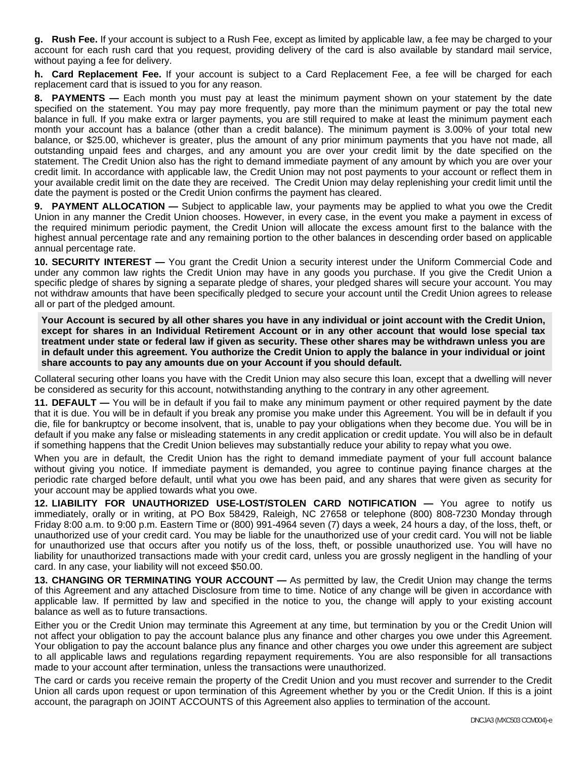**g. Rush Fee.** If your account is subject to a Rush Fee, except as limited by applicable law, a fee may be charged to your account for each rush card that you request, providing delivery of the card is also available by standard mail service, without paying a fee for delivery.

**h. Card Replacement Fee.** If your account is subject to a Card Replacement Fee, a fee will be charged for each replacement card that is issued to you for any reason.

**8. PAYMENTS —** Each month you must pay at least the minimum payment shown on your statement by the date specified on the statement. You may pay more frequently, pay more than the minimum payment or pay the total new balance in full. If you make extra or larger payments, you are still required to make at least the minimum payment each month your account has a balance (other than a credit balance). The minimum payment is 3.00% of your total new balance, or $25.00, whichever is greater, plus the amount of any prior minimum payments that you have not made, all outstanding unpaid fees and charges, and any amount you are over your credit limit by the date specified on the statement. The Credit Union also has the right to demand immediate payment of any amount by which you are over your credit limit. In accordance with applicable law, the Credit Union may not post payments to your account or reflect them in your available credit limit on the date they are received. The Credit Union may delay replenishing your credit limit until the date the payment is posted or the Credit Union confirms the payment has cleared.

**9. PAYMENT ALLOCATION —** Subject to applicable law, your payments may be applied to what you owe the Credit Union in any manner the Credit Union chooses. However, in every case, in the event you make a payment in excess of the required minimum periodic payment, the Credit Union will allocate the excess amount first to the balance with the highest annual percentage rate and any remaining portion to the other balances in descending order based on applicable annual percentage rate.

**10. SECURITY INTEREST —** You grant the Credit Union a security interest under the Uniform Commercial Code and under any common law rights the Credit Union may have in any goods you purchase. If you give the Credit Union a specific pledge of shares by signing a separate pledge of shares, your pledged shares will secure your account. You may not withdraw amounts that have been specifically pledged to secure your account until the Credit Union agrees to release all or part of the pledged amount.

**Your Account is secured by all other shares you have in any individual or joint account with the Credit Union, except for shares in an Individual Retirement Account or in any other account that would lose special tax treatment under state or federal law if given as security. These other shares may be withdrawn unless you are in default under this agreement. You authorize the Credit Union to apply the balance in your individual or joint share accounts to pay any amounts due on your Account if you should default.**

Collateral securing other loans you have with the Credit Union may also secure this loan, except that a dwelling will never be considered as security for this account, notwithstanding anything to the contrary in any other agreement.

**11. DEFAULT —** You will be in default if you fail to make any minimum payment or other required payment by the date that it is due. You will be in default if you break any promise you make under this Agreement. You will be in default if you die, file for bankruptcy or become insolvent, that is, unable to pay your obligations when they become due. You will be in default if you make any false or misleading statements in any credit application or credit update. You will also be in default if something happens that the Credit Union believes may substantially reduce your ability to repay what you owe.

When you are in default, the Credit Union has the right to demand immediate payment of your full account balance without giving you notice. If immediate payment is demanded, you agree to continue paying finance charges at the periodic rate charged before default, until what you owe has been paid, and any shares that were given as security for your account may be applied towards what you owe.

**12. LIABILITY FOR UNAUTHORIZED USE-LOST/STOLEN CARD NOTIFICATION —** You agree to notify us immediately, orally or in writing, at PO Box 58429, Raleigh, NC 27658 or telephone (800) 808-7230 Monday through Friday 8:00 a.m. to 9:00 p.m. Eastern Time or (800) 991-4964 seven (7) days a week, 24 hours a day, of the loss, theft, or unauthorized use of your credit card. You may be liable for the unauthorized use of your credit card. You will not be liable for unauthorized use that occurs after you notify us of the loss, theft, or possible unauthorized use. You will have no liability for unauthorized transactions made with your credit card, unless you are grossly negligent in the handling of your card. In any case, your liability will not exceed $50.00.

**13. CHANGING OR TERMINATING YOUR ACCOUNT —** As permitted by law, the Credit Union may change the terms of this Agreement and any attached Disclosure from time to time. Notice of any change will be given in accordance with applicable law. If permitted by law and specified in the notice to you, the change will apply to your existing account balance as well as to future transactions.

Either you or the Credit Union may terminate this Agreement at any time, but termination by you or the Credit Union will not affect your obligation to pay the account balance plus any finance and other charges you owe under this Agreement. Your obligation to pay the account balance plus any finance and other charges you owe under this agreement are subject to all applicable laws and regulations regarding repayment requirements. You are also responsible for all transactions made to your account after termination, unless the transactions were unauthorized.

The card or cards you receive remain the property of the Credit Union and you must recover and surrender to the Credit Union all cards upon request or upon termination of this Agreement whether by you or the Credit Union. If this is a joint account, the paragraph on JOINT ACCOUNTS of this Agreement also applies to termination of the account.

DNCJA3 (MXC503 CCM004)-e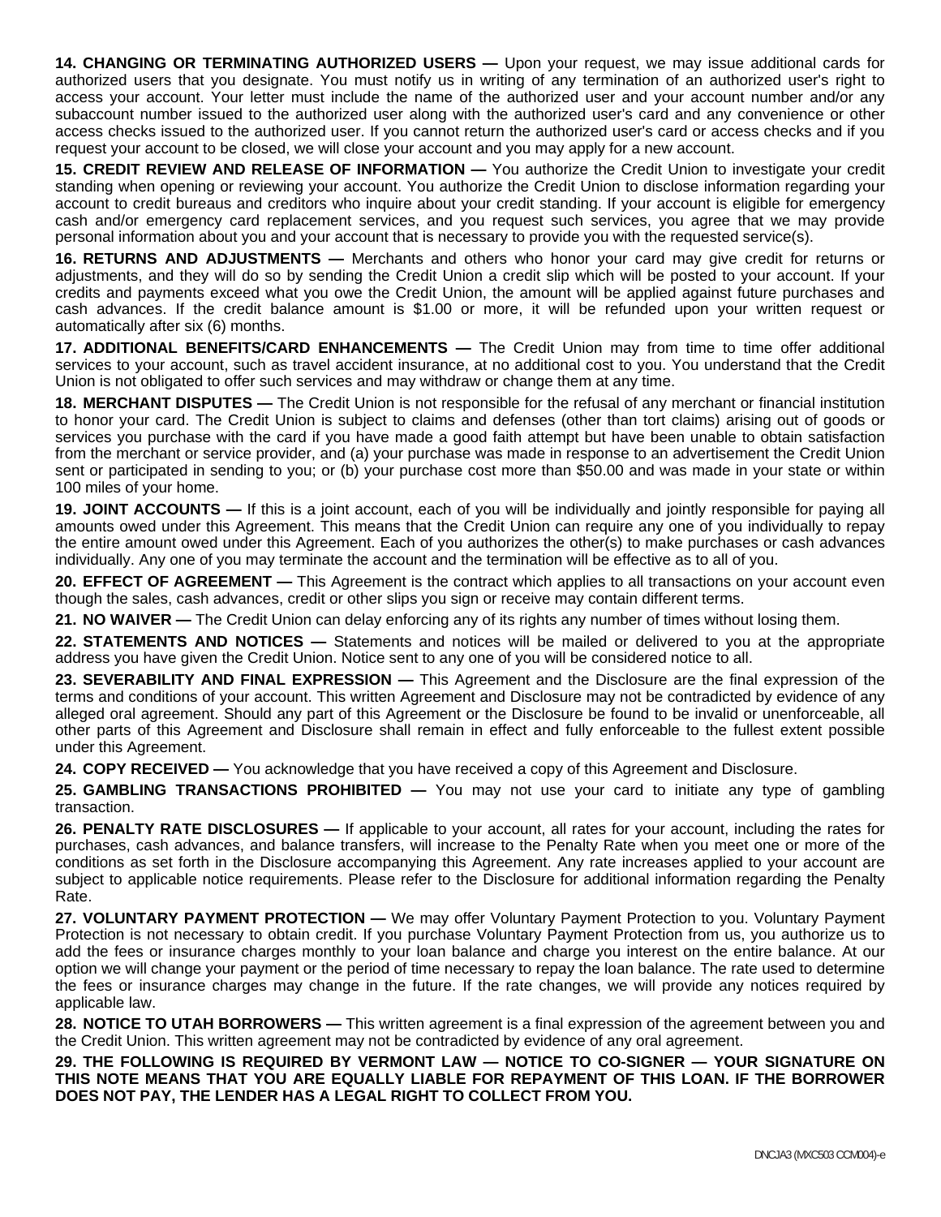**14. CHANGING OR TERMINATING AUTHORIZED USERS —** Upon your request, we may issue additional cards for authorized users that you designate. You must notify us in writing of any termination of an authorized user's right to access your account. Your letter must include the name of the authorized user and your account number and/or any subaccount number issued to the authorized user along with the authorized user's card and any convenience or other access checks issued to the authorized user. If you cannot return the authorized user's card or access checks and if you request your account to be closed, we will close your account and you may apply for a new account.

**15. CREDIT REVIEW AND RELEASE OF INFORMATION —** You authorize the Credit Union to investigate your credit standing when opening or reviewing your account. You authorize the Credit Union to disclose information regarding your account to credit bureaus and creditors who inquire about your credit standing. If your account is eligible for emergency cash and/or emergency card replacement services, and you request such services, you agree that we may provide personal information about you and your account that is necessary to provide you with the requested service(s).

**16. RETURNS AND ADJUSTMENTS —** Merchants and others who honor your card may give credit for returns or adjustments, and they will do so by sending the Credit Union a credit slip which will be posted to your account. If your credits and payments exceed what you owe the Credit Union, the amount will be applied against future purchases and cash advances. If the credit balance amount is $1.00 or more, it will be refunded upon your written request or automatically after six (6) months.

**17. ADDITIONAL BENEFITS/CARD ENHANCEMENTS —** The Credit Union may from time to time offer additional services to your account, such as travel accident insurance, at no additional cost to you. You understand that the Credit Union is not obligated to offer such services and may withdraw or change them at any time.

**18. MERCHANT DISPUTES —** The Credit Union is not responsible for the refusal of any merchant or financial institution to honor your card. The Credit Union is subject to claims and defenses (other than tort claims) arising out of goods or services you purchase with the card if you have made a good faith attempt but have been unable to obtain satisfaction from the merchant or service provider, and (a) your purchase was made in response to an advertisement the Credit Union sent or participated in sending to you; or (b) your purchase cost more than $50.00 and was made in your state or within 100 miles of your home.

**19. JOINT ACCOUNTS —** If this is a joint account, each of you will be individually and jointly responsible for paying all amounts owed under this Agreement. This means that the Credit Union can require any one of you individually to repay the entire amount owed under this Agreement. Each of you authorizes the other(s) to make purchases or cash advances individually. Any one of you may terminate the account and the termination will be effective as to all of you.

**20. EFFECT OF AGREEMENT —** This Agreement is the contract which applies to all transactions on your account even though the sales, cash advances, credit or other slips you sign or receive may contain different terms.

**21. NO WAIVER —** The Credit Union can delay enforcing any of its rights any number of times without losing them.

**22. STATEMENTS AND NOTICES —** Statements and notices will be mailed or delivered to you at the appropriate address you have given the Credit Union. Notice sent to any one of you will be considered notice to all.

**23. SEVERABILITY AND FINAL EXPRESSION —** This Agreement and the Disclosure are the final expression of the terms and conditions of your account. This written Agreement and Disclosure may not be contradicted by evidence of any alleged oral agreement. Should any part of this Agreement or the Disclosure be found to be invalid or unenforceable, all other parts of this Agreement and Disclosure shall remain in effect and fully enforceable to the fullest extent possible under this Agreement.

**24. COPY RECEIVED —** You acknowledge that you have received a copy of this Agreement and Disclosure.

**25. GAMBLING TRANSACTIONS PROHIBITED —** You may not use your card to initiate any type of gambling transaction.

**26. PENALTY RATE DISCLOSURES —** If applicable to your account, all rates for your account, including the rates for purchases, cash advances, and balance transfers, will increase to the Penalty Rate when you meet one or more of the conditions as set forth in the Disclosure accompanying this Agreement. Any rate increases applied to your account are subject to applicable notice requirements. Please refer to the Disclosure for additional information regarding the Penalty Rate.

**27. VOLUNTARY PAYMENT PROTECTION —** We may offer Voluntary Payment Protection to you. Voluntary Payment Protection is not necessary to obtain credit. If you purchase Voluntary Payment Protection from us, you authorize us to add the fees or insurance charges monthly to your loan balance and charge you interest on the entire balance. At our option we will change your payment or the period of time necessary to repay the loan balance. The rate used to determine the fees or insurance charges may change in the future. If the rate changes, we will provide any notices required by applicable law.

**28. NOTICE TO UTAH BORROWERS —** This written agreement is a final expression of the agreement between you and the Credit Union. This written agreement may not be contradicted by evidence of any oral agreement.

**29. THE FOLLOWING IS REQUIRED BY VERMONT LAW — NOTICE TO CO-SIGNER — YOUR SIGNATURE ON THIS NOTE MEANS THAT YOU ARE EQUALLY LIABLE FOR REPAYMENT OF THIS LOAN. IF THE BORROWER DOES NOT PAY, THE LENDER HAS A LEGAL RIGHT TO COLLECT FROM YOU.**

DNCJA3 (MXC503 CCM004)-e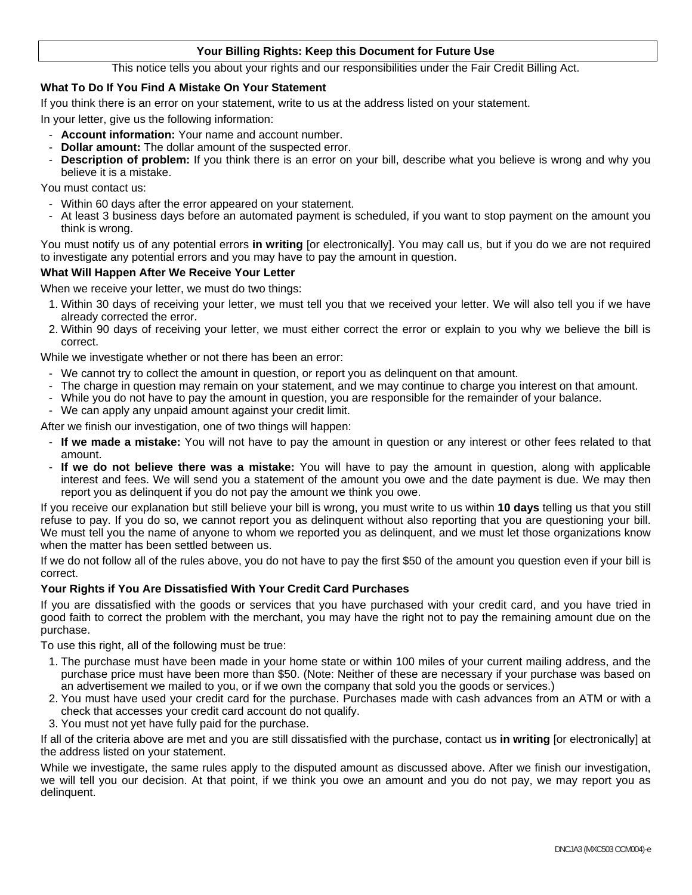## Your Billing Rights: Keep this Document for Future Use

This notice tells you about your rights and our responsibilities under the Fair Credit Billing Act.

### What To Do If You Find A Mistake On Your Statement

If you think there is an error on your statement, write to us at the address listed on your statement.

In your letter, give us the following information:

- **Account information:** Your name and account number.
- **Dollar amount:** The dollar amount of the suspected error.
- **Description of problem:** If you think there is an error on your bill, describe what you believe is wrong and why you believe it is a mistake.

You must contact us:

- Within 60 days after the error appeared on your statement.
- At least 3 business days before an automated payment is scheduled, if you want to stop payment on the amount you think is wrong.

You must notify us of any potential errors **in writing** [or electronically]. You may call us, but if you do we are not required to investigate any potential errors and you may have to pay the amount in question.

### What Will Happen After We Receive Your Letter

When we receive your letter, we must do two things:

1. Within 30 days of receiving your letter, we must tell you that we received your letter. We will also tell you if we have already corrected the error.
2. Within 90 days of receiving your letter, we must either correct the error or explain to you why we believe the bill is correct.

While we investigate whether or not there has been an error:

- We cannot try to collect the amount in question, or report you as delinquent on that amount.
- The charge in question may remain on your statement, and we may continue to charge you interest on that amount.
- While you do not have to pay the amount in question, you are responsible for the remainder of your balance.
- We can apply any unpaid amount against your credit limit.

After we finish our investigation, one of two things will happen:

- **If we made a mistake:** You will not have to pay the amount in question or any interest or other fees related to that amount.
- **If we do not believe there was a mistake:** You will have to pay the amount in question, along with applicable interest and fees. We will send you a statement of the amount you owe and the date payment is due. We may then report you as delinquent if you do not pay the amount we think you owe.

If you receive our explanation but still believe your bill is wrong, you must write to us within **10 days** telling us that you still refuse to pay. If you do so, we cannot report you as delinquent without also reporting that you are questioning your bill. We must tell you the name of anyone to whom we reported you as delinquent, and we must let those organizations know when the matter has been settled between us.

If we do not follow all of the rules above, you do not have to pay the first $50 of the amount you question even if your bill is correct.

### Your Rights if You Are Dissatisfied With Your Credit Card Purchases

If you are dissatisfied with the goods or services that you have purchased with your credit card, and you have tried in good faith to correct the problem with the merchant, you may have the right not to pay the remaining amount due on the purchase.

To use this right, all of the following must be true:

1. The purchase must have been made in your home state or within 100 miles of your current mailing address, and the purchase price must have been more than $50. (Note: Neither of these are necessary if your purchase was based on an advertisement we mailed to you, or if we own the company that sold you the goods or services.)
2. You must have used your credit card for the purchase. Purchases made with cash advances from an ATM or with a check that accesses your credit card account do not qualify.
3. You must not yet have fully paid for the purchase.

If all of the criteria above are met and you are still dissatisfied with the purchase, contact us **in writing** [or electronically] at the address listed on your statement.

While we investigate, the same rules apply to the disputed amount as discussed above. After we finish our investigation, we will tell you our decision. At that point, if we think you owe an amount and you do not pay, we may report you as delinquent.

DNCJA3 (MXC503 CCM004)-e